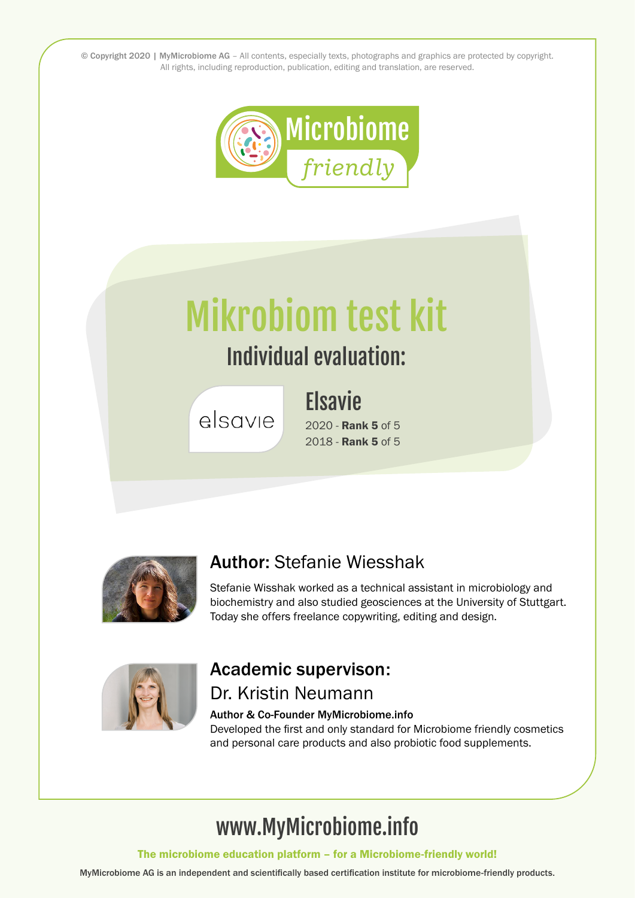© Copyright 2020 | MyMicrobiome AG – All contents, especially texts, photographs and graphics are protected by copyright. All rights, including reproduction, publication, editing and translation, are reserved.

Microbiome *friendly*

# Mikrobiom test kit

## Individual evaluation:

elsavie

### Elsavie

2020 - **Rank 5** of 5
2018 - **Rank 5** of 5

**Author:** Stefanie Wiesshak

Stefanie Wisshak worked as a technical assistant in microbiology and biochemistry and also studied geosciences at the University of Stuttgart. Today she offers freelance copywriting, editing and design.

**Academic supervison:**
Dr. Kristin Neumann

**Author & Co-Founder MyMicrobiome.info**
Developed the first and only standard for Microbiome friendly cosmetics and personal care products and also probiotic food supplements.

## www.MyMicrobiome.info

**The microbiome education platform – for a Microbiome-friendly world!**

**MyMicrobiome AG is an independent and scientifically based certification institute for microbiome-friendly products.**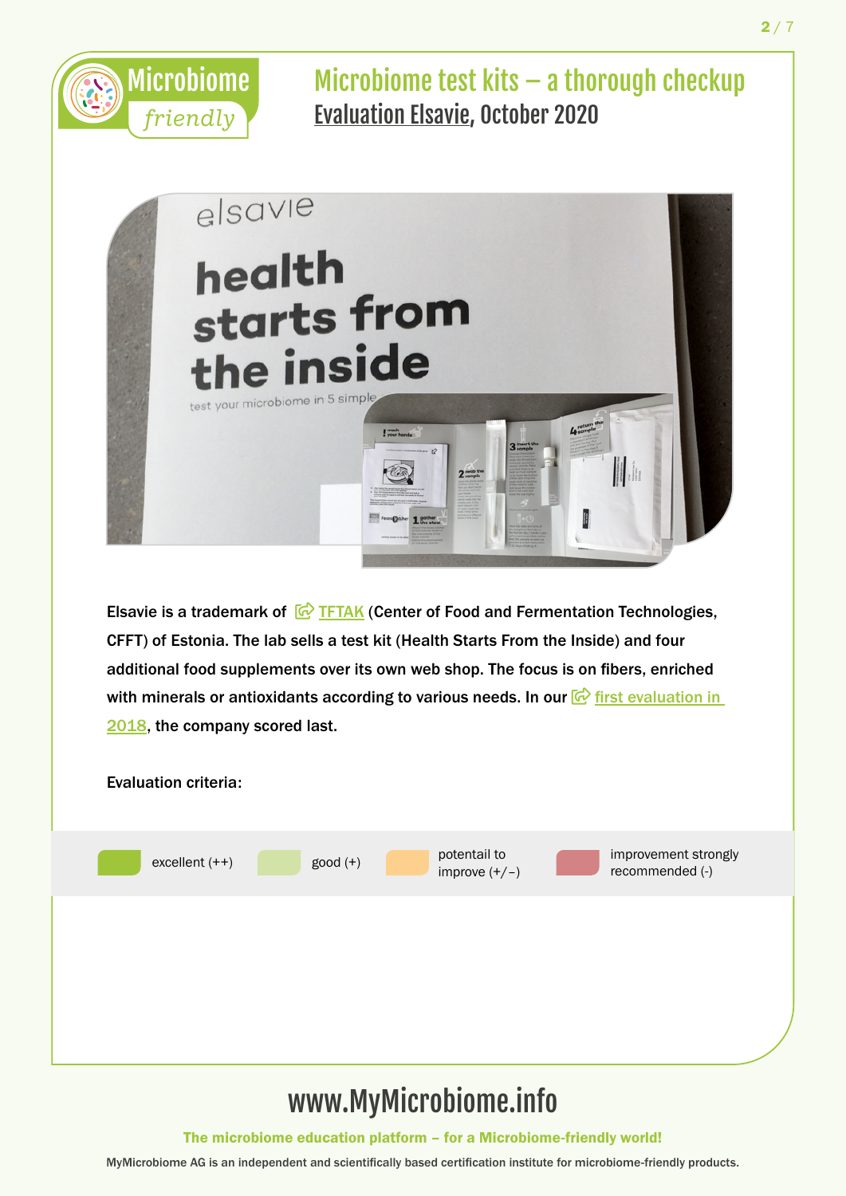# Microbiome test kits – a thorough checkup

## Evaluation Elsavie, October 2020

Elsavie is a trademark of TFTAK (Center of Food and Fermentation Technologies, CFFT) of Estonia. The lab sells a test kit (Health Starts From the Inside) and four additional food supplements over its own web shop. The focus is on fibers, enriched with minerals or antioxidants according to various needs. In our first evaluation in 2018, the company scored last.

Evaluation criteria:

- excellent (++)
- good (+)
- potential to improve (+/–)
- improvement strongly recommended (-)

www.MyMicrobiome.info

The microbiome education platform – for a Microbiome-friendly world!

MyMicrobiome AG is an independent and scientifically based certification institute for microbiome-friendly products.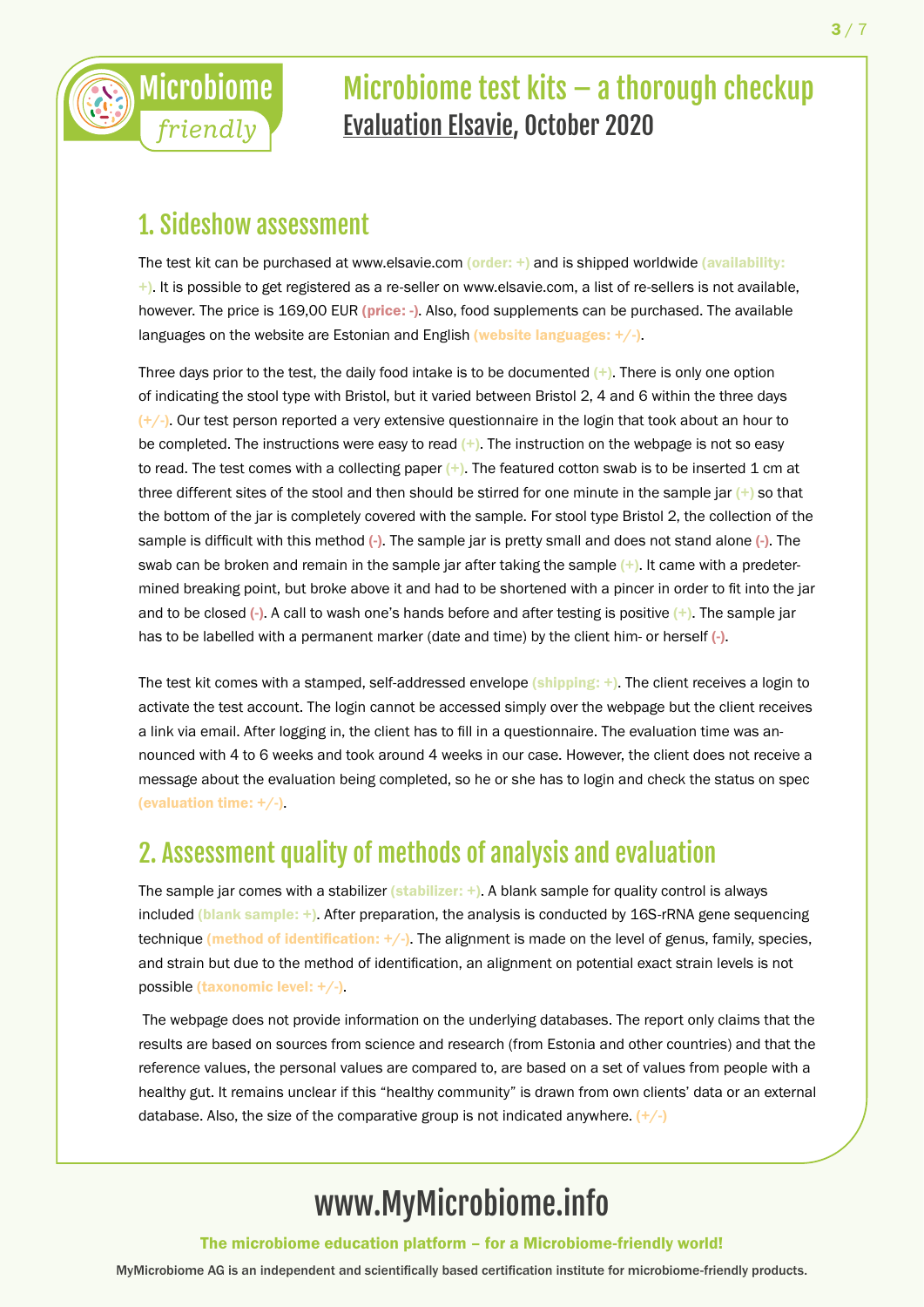Microbiome *friendly*

# Microbiome test kits – a thorough checkup

## Evaluation Elsavie, October 2020

## 1. Sideshow assessment

The test kit can be purchased at www.elsavie.com (order: +) and is shipped worldwide (availability: +). It is possible to get registered as a re-seller on www.elsavie.com, a list of re-sellers is not available, however. The price is 169,00 EUR (price: -). Also, food supplements can be purchased. The available languages on the website are Estonian and English (website languages: +/-).

Three days prior to the test, the daily food intake is to be documented (+). There is only one option of indicating the stool type with Bristol, but it varied between Bristol 2, 4 and 6 within the three days (+/-). Our test person reported a very extensive questionnaire in the login that took about an hour to be completed. The instructions were easy to read (+). The instruction on the webpage is not so easy to read. The test comes with a collecting paper (+). The featured cotton swab is to be inserted 1 cm at three different sites of the stool and then should be stirred for one minute in the sample jar (+) so that the bottom of the jar is completely covered with the sample. For stool type Bristol 2, the collection of the sample is difficult with this method (-). The sample jar is pretty small and does not stand alone (-). The swab can be broken and remain in the sample jar after taking the sample (+). It came with a predetermined breaking point, but broke above it and had to be shortened with a pincer in order to fit into the jar and to be closed (-). A call to wash one's hands before and after testing is positive (+). The sample jar has to be labelled with a permanent marker (date and time) by the client him- or herself (-).

The test kit comes with a stamped, self-addressed envelope (shipping: +). The client receives a login to activate the test account. The login cannot be accessed simply over the webpage but the client receives a link via email. After logging in, the client has to fill in a questionnaire. The evaluation time was announced with 4 to 6 weeks and took around 4 weeks in our case. However, the client does not receive a message about the evaluation being completed, so he or she has to login and check the status on spec (evaluation time: +/-).

## 2. Assessment quality of methods of analysis and evaluation

The sample jar comes with a stabilizer (stabilizer: +). A blank sample for quality control is always included (blank sample: +). After preparation, the analysis is conducted by 16S-rRNA gene sequencing technique (method of identification: +/-). The alignment is made on the level of genus, family, species, and strain but due to the method of identification, an alignment on potential exact strain levels is not possible (taxonomic level: +/-).

The webpage does not provide information on the underlying databases. The report only claims that the results are based on sources from science and research (from Estonia and other countries) and that the reference values, the personal values are compared to, are based on a set of values from people with a healthy gut. It remains unclear if this "healthy community" is drawn from own clients' data or an external database. Also, the size of the comparative group is not indicated anywhere. (+/-)

# www.MyMicrobiome.info

**The microbiome education platform – for a Microbiome-friendly world!**

MyMicrobiome AG is an independent and scientifically based certification institute for microbiome-friendly products.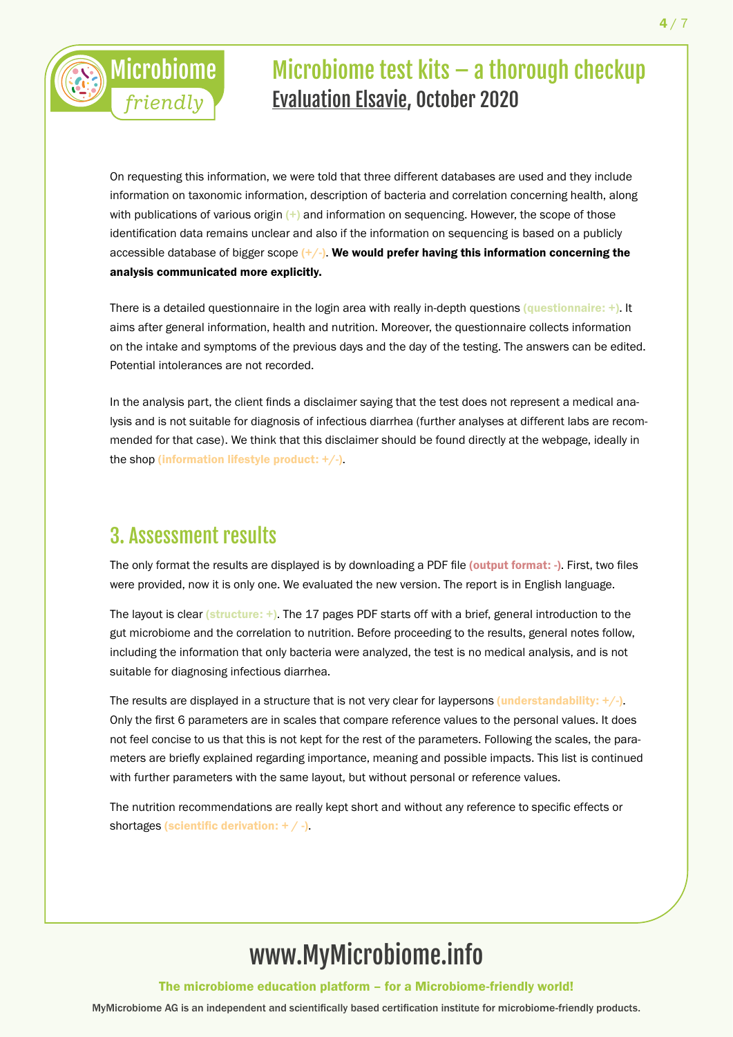# Microbiome test kits – a thorough checkup

## Evaluation Elsavie, October 2020

On requesting this information, we were told that three different databases are used and they include information on taxonomic information, description of bacteria and correlation concerning health, along with publications of various origin (+) and information on sequencing. However, the scope of those identification data remains unclear and also if the information on sequencing is based on a publicly accessible database of bigger scope (+/-). **We would prefer having this information concerning the analysis communicated more explicitly.**

There is a detailed questionnaire in the login area with really in-depth questions (questionnaire: +). It aims after general information, health and nutrition. Moreover, the questionnaire collects information on the intake and symptoms of the previous days and the day of the testing. The answers can be edited. Potential intolerances are not recorded.

In the analysis part, the client finds a disclaimer saying that the test does not represent a medical analysis and is not suitable for diagnosis of infectious diarrhea (further analyses at different labs are recommended for that case). We think that this disclaimer should be found directly at the webpage, ideally in the shop (information lifestyle product: +/-).

## 3. Assessment results

The only format the results are displayed is by downloading a PDF file (output format: -). First, two files were provided, now it is only one. We evaluated the new version. The report is in English language.

The layout is clear (structure: +). The 17 pages PDF starts off with a brief, general introduction to the gut microbiome and the correlation to nutrition. Before proceeding to the results, general notes follow, including the information that only bacteria were analyzed, the test is no medical analysis, and is not suitable for diagnosing infectious diarrhea.

The results are displayed in a structure that is not very clear for laypersons (understandability: +/-). Only the first 6 parameters are in scales that compare reference values to the personal values. It does not feel concise to us that this is not kept for the rest of the parameters. Following the scales, the parameters are briefly explained regarding importance, meaning and possible impacts. This list is continued with further parameters with the same layout, but without personal or reference values.

The nutrition recommendations are really kept short and without any reference to specific effects or shortages (scientific derivation: + / -).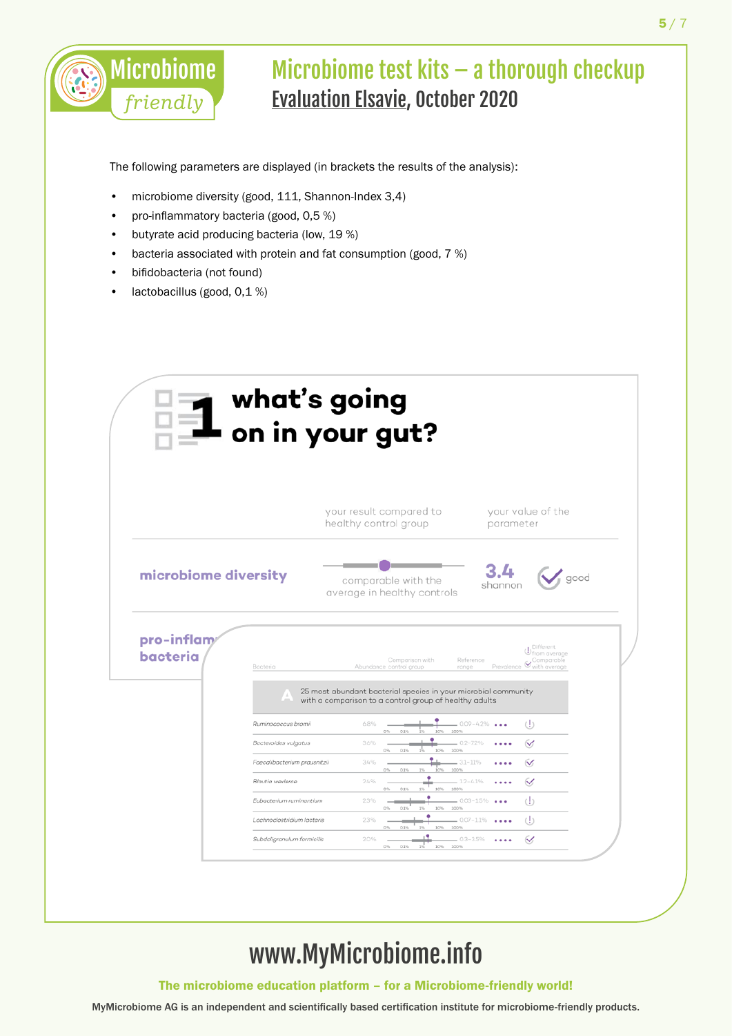# Microbiome test kits – a thorough checkup

## Evaluation Elsavie, October 2020

The following parameters are displayed (in brackets the results of the analysis):

- microbiome diversity (good, 111, Shannon-Index 3,4)
- pro-inflammatory bacteria (good, 0,5 %)
- butyrate acid producing bacteria (low, 19 %)
- bacteria associated with protein and fat consumption (good, 7 %)
- bifidobacteria (not found)
- lactobacillus (good, 0,1 %)

### 1 what's going on in your gut?

| | your result compared to healthy control group | your value of the parameter | |
|---|---|---|---|
| microbiome diversity | comparable with the average in healthy controls | 3.4 shannon | good |
| pro-inflam... bacteria | | | |

| Bacteria | Abundance | Comparison with control group | Reference range | Prevalence | Different from average / Comparable with average |
|---|---|---|---|---|---|
| **A** 25 most abundant bacterial species in your microbial community with a comparison to a control group of healthy adults | | | | | |
| Ruminococcus bromii | 68% | | 0.09–4.2% | ••• | (!) |
| Bacteroides vulgatus | 36% | | 0.2–7.2% | •••• | ✓ |
| Faecalibacterium prausnitzii | 34% | | 3.1–11% | •••• | ✓ |
| Blautia wexlerae | 24% | | 1.2–4.1% | •••• | ✓ |
| Eubacterium ruminantium | 23% | | 0.03–1.5% | ••• | (!) |
| Lachnoclostridium lactaris | 23% | | 0.07–1.1% | •••• | (!) |
| Subdoligranulum formicilis | 20% | | 0.3–2.5% | •••• | ✓ |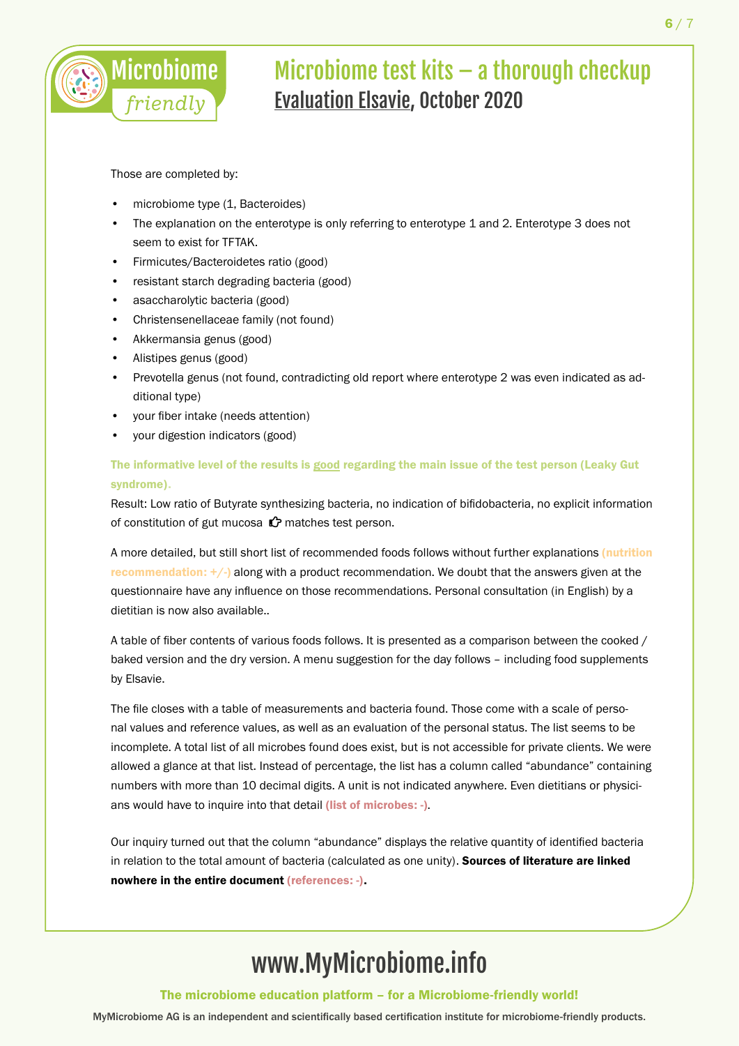Those are completed by:

- microbiome type (1, Bacteroides)
- The explanation on the enterotype is only referring to enterotype 1 and 2. Enterotype 3 does not seem to exist for TFTAK.
- Firmicutes/Bacteroidetes ratio (good)
- resistant starch degrading bacteria (good)
- asaccharolytic bacteria (good)
- Christensenellaceae family (not found)
- Akkermansia genus (good)
- Alistipes genus (good)
- Prevotella genus (not found, contradicting old report where enterotype 2 was even indicated as additional type)
- your fiber intake (needs attention)
- your digestion indicators (good)

**The informative level of the results is good regarding the main issue of the test person (Leaky Gut syndrome).**

Result: Low ratio of Butyrate synthesizing bacteria, no indication of bifidobacteria, no explicit information of constitution of gut mucosa ☞ matches test person.

A more detailed, but still short list of recommended foods follows without further explanations **(nutrition recommendation: +/-)** along with a product recommendation. We doubt that the answers given at the questionnaire have any influence on those recommendations. Personal consultation (in English) by a dietitian is now also available..

A table of fiber contents of various foods follows. It is presented as a comparison between the cooked / baked version and the dry version. A menu suggestion for the day follows – including food supplements by Elsavie.

The file closes with a table of measurements and bacteria found. Those come with a scale of personal values and reference values, as well as an evaluation of the personal status. The list seems to be incomplete. A total list of all microbes found does exist, but is not accessible for private clients. We were allowed a glance at that list. Instead of percentage, the list has a column called "abundance" containing numbers with more than 10 decimal digits. A unit is not indicated anywhere. Even dietitians or physicians would have to inquire into that detail **(list of microbes: -)**.

Our inquiry turned out that the column "abundance" displays the relative quantity of identified bacteria in relation to the total amount of bacteria (calculated as one unity). **Sources of literature are linked nowhere in the entire document (references: -).**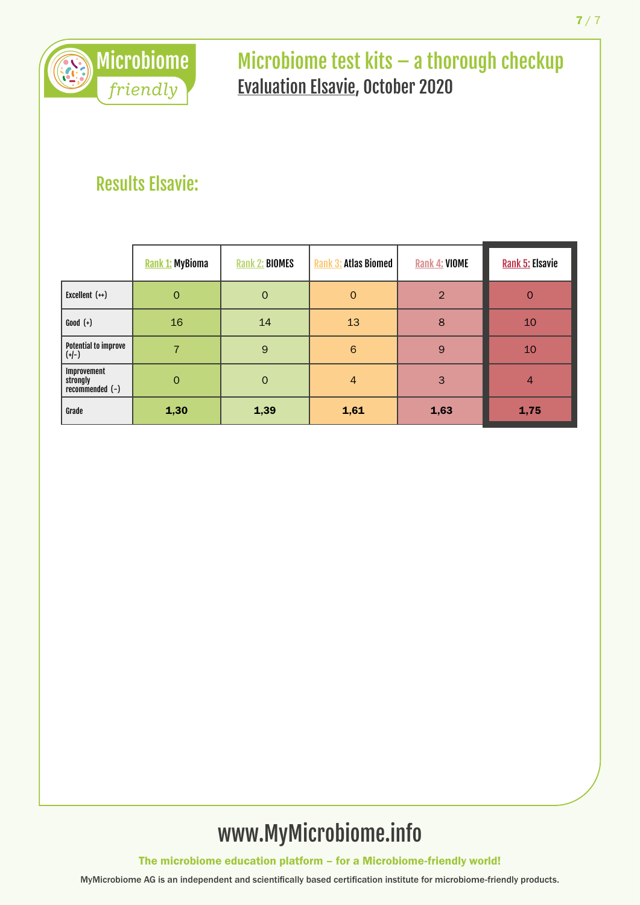# Microbiome test kits – a thorough checkup

## Evaluation Elsavie, October 2020

### Results Elsavie:

| | Rank 1: MyBioma | Rank 2: BIOMES | Rank 3: Atlas Biomed | Rank 4: VIOME | Rank 5: Elsavie |
|---|---|---|---|---|---|
| Excellent (++) | 0 | 0 | 0 | 2 | 0 |
| Good (+) | 16 | 14 | 13 | 8 | 10 |
| Potential to improve (+/-) | 7 | 9 | 6 | 9 | 10 |
| Improvement strongly recommended (-) | 0 | 0 | 4 | 3 | 4 |
| Grade | **1,30** | **1,39** | **1,61** | **1,63** | **1,75** |

# www.MyMicrobiome.info

**The microbiome education platform – for a Microbiome-friendly world!**

MyMicrobiome AG is an independent and scientifically based certification institute for microbiome-friendly products.